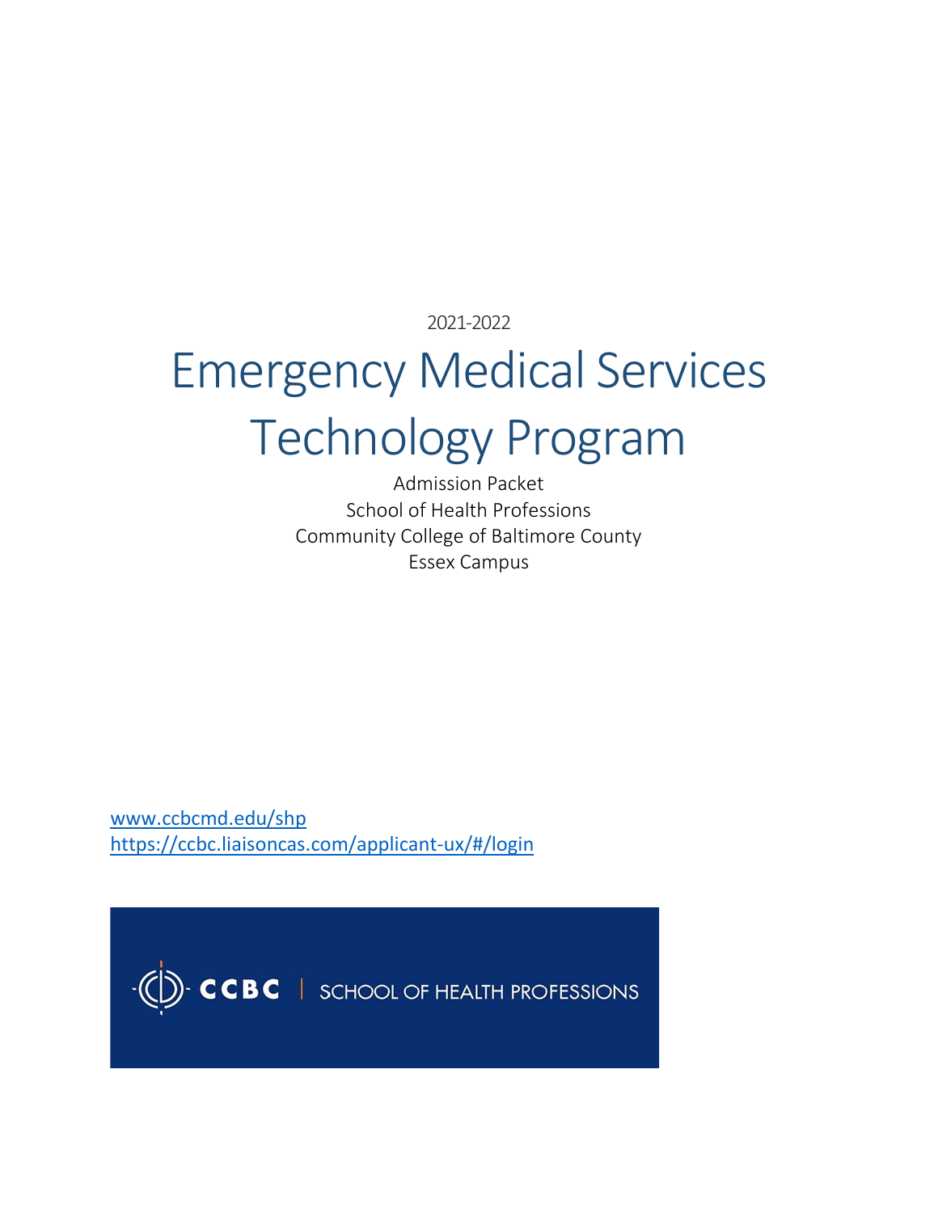2021-2022

# Emergency Medical Services Technology Program

Admission Packet

School of Health Professions

Community College of Baltimore County

Essex Campus

[www.ccbcmd.edu/shp](www.ccbcmd.edu/shp)

[https://ccbc.liaisoncas.com/applicant-ux/#/login](https://ccbc.liaisoncas.com/applicant-ux/#/login)

CCBC | SCHOOL OF HEALTH PROFESSIONS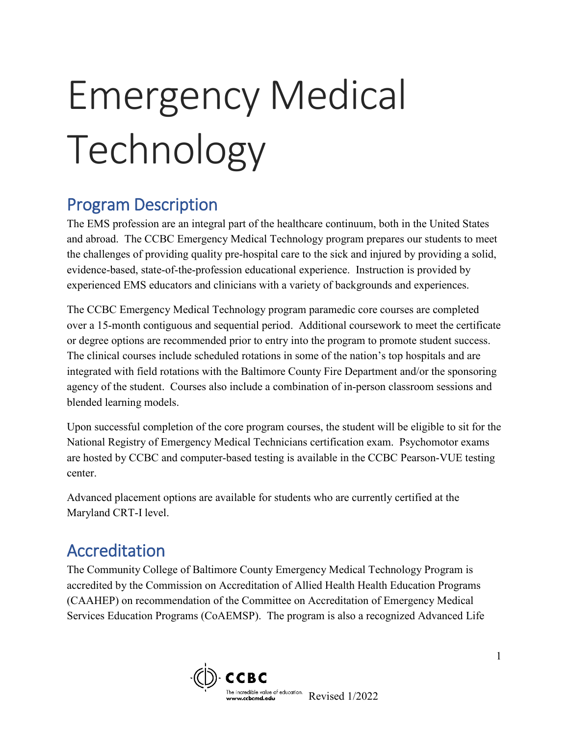# Emergency Medical Technology

## Program Description

The EMS profession are an integral part of the healthcare continuum, both in the United States and abroad. The CCBC Emergency Medical Technology program prepares our students to meet the challenges of providing quality pre-hospital care to the sick and injured by providing a solid, evidence-based, state-of-the-profession educational experience. Instruction is provided by experienced EMS educators and clinicians with a variety of backgrounds and experiences.

The CCBC Emergency Medical Technology program paramedic core courses are completed over a 15-month contiguous and sequential period. Additional coursework to meet the certificate or degree options are recommended prior to entry into the program to promote student success. The clinical courses include scheduled rotations in some of the nation's top hospitals and are integrated with field rotations with the Baltimore County Fire Department and/or the sponsoring agency of the student. Courses also include a combination of in-person classroom sessions and blended learning models.

Upon successful completion of the core program courses, the student will be eligible to sit for the National Registry of Emergency Medical Technicians certification exam. Psychomotor exams are hosted by CCBC and computer-based testing is available in the CCBC Pearson-VUE testing center.

Advanced placement options are available for students who are currently certified at the Maryland CRT-I level.

## Accreditation

The Community College of Baltimore County Emergency Medical Technology Program is accredited by the Commission on Accreditation of Allied Health Health Education Programs (CAAHEP) on recommendation of the Committee on Accreditation of Emergency Medical Services Education Programs (CoAEMSP). The program is also a recognized Advanced Life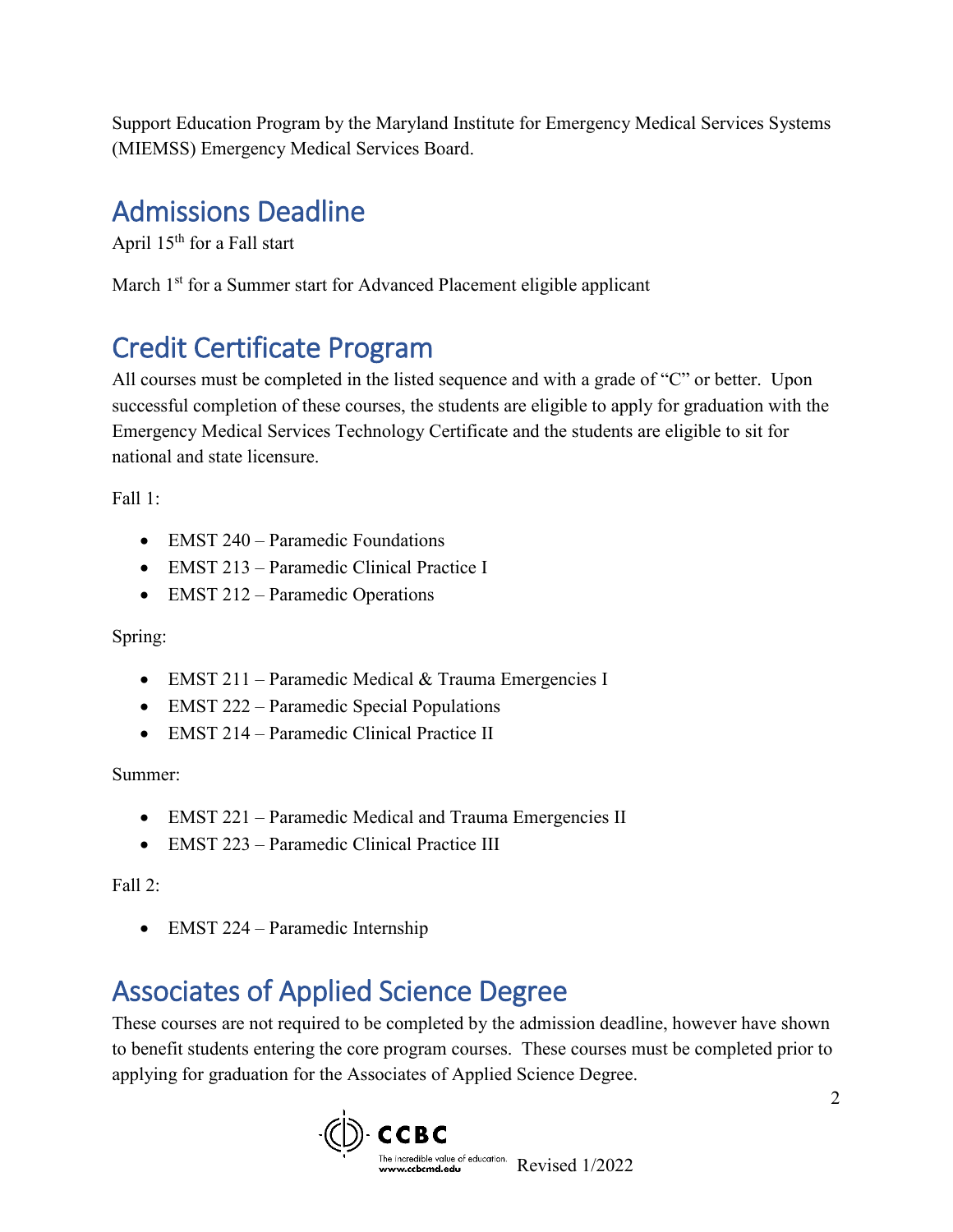Support Education Program by the Maryland Institute for Emergency Medical Services Systems (MIEMSS) Emergency Medical Services Board.

## Admissions Deadline

April 15th for a Fall start

March 1st for a Summer start for Advanced Placement eligible applicant

## Credit Certificate Program

All courses must be completed in the listed sequence and with a grade of "C" or better. Upon successful completion of these courses, the students are eligible to apply for graduation with the Emergency Medical Services Technology Certificate and the students are eligible to sit for national and state licensure.

Fall 1:

- EMST 240 – Paramedic Foundations
- EMST 213 – Paramedic Clinical Practice I
- EMST 212 – Paramedic Operations

Spring:

- EMST 211 – Paramedic Medical & Trauma Emergencies I
- EMST 222 – Paramedic Special Populations
- EMST 214 – Paramedic Clinical Practice II

Summer:

- EMST 221 – Paramedic Medical and Trauma Emergencies II
- EMST 223 – Paramedic Clinical Practice III

Fall 2:

- EMST 224 – Paramedic Internship

## Associates of Applied Science Degree

These courses are not required to be completed by the admission deadline, however have shown to benefit students entering the core program courses. These courses must be completed prior to applying for graduation for the Associates of Applied Science Degree.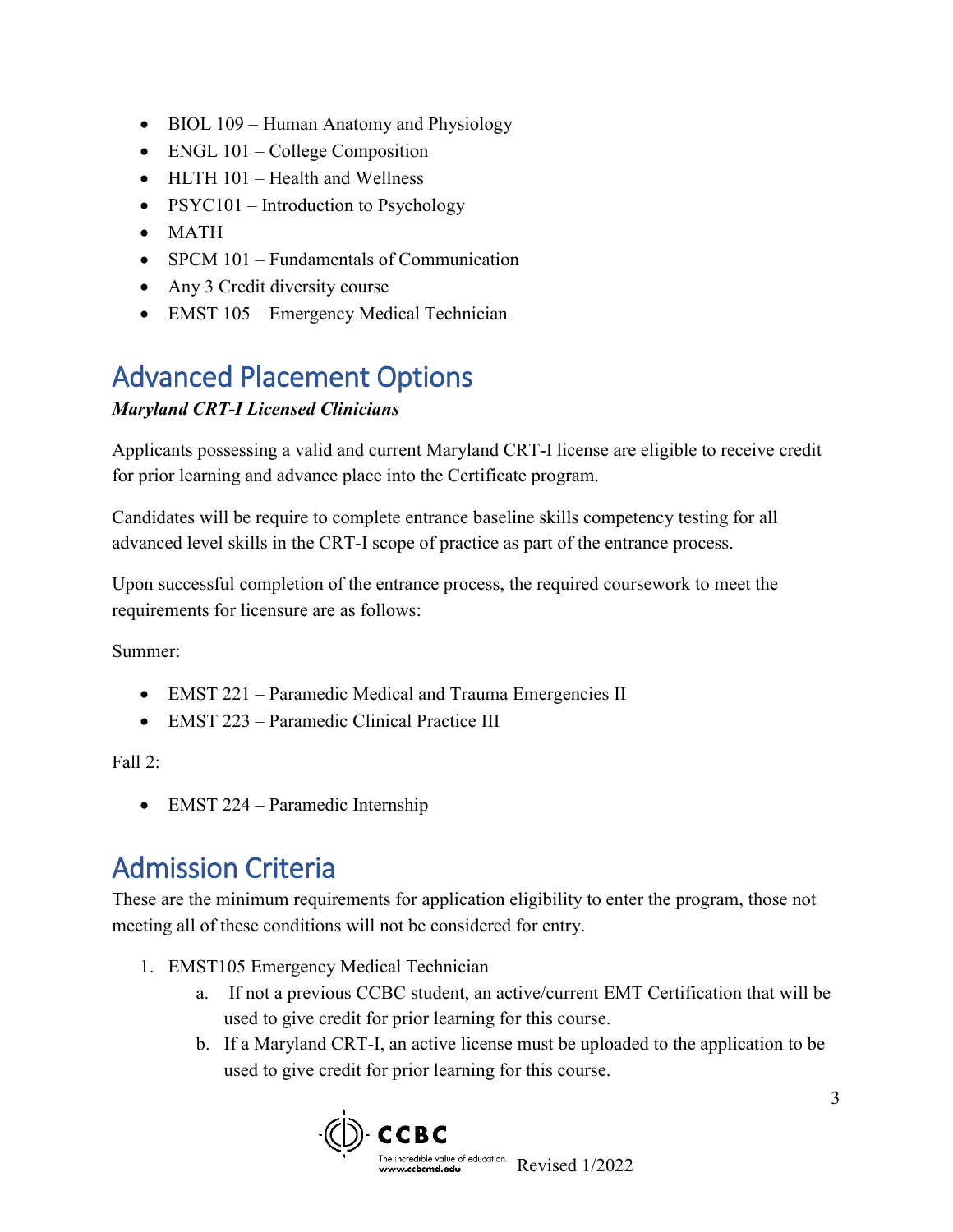- BIOL 109 – Human Anatomy and Physiology
- ENGL 101 – College Composition
- HLTH 101 – Health and Wellness
- PSYC101 – Introduction to Psychology
- MATH
- SPCM 101 – Fundamentals of Communication
- Any 3 Credit diversity course
- EMST 105 – Emergency Medical Technician

## Advanced Placement Options

***Maryland CRT-I Licensed Clinicians***

Applicants possessing a valid and current Maryland CRT-I license are eligible to receive credit for prior learning and advance place into the Certificate program.

Candidates will be require to complete entrance baseline skills competency testing for all advanced level skills in the CRT-I scope of practice as part of the entrance process.

Upon successful completion of the entrance process, the required coursework to meet the requirements for licensure are as follows:

Summer:

- EMST 221 – Paramedic Medical and Trauma Emergencies II
- EMST 223 – Paramedic Clinical Practice III

Fall 2:

- EMST 224 – Paramedic Internship

## Admission Criteria

These are the minimum requirements for application eligibility to enter the program, those not meeting all of these conditions will not be considered for entry.

1. EMST105 Emergency Medical Technician
   a. If not a previous CCBC student, an active/current EMT Certification that will be used to give credit for prior learning for this course.
   b. If a Maryland CRT-I, an active license must be uploaded to the application to be used to give credit for prior learning for this course.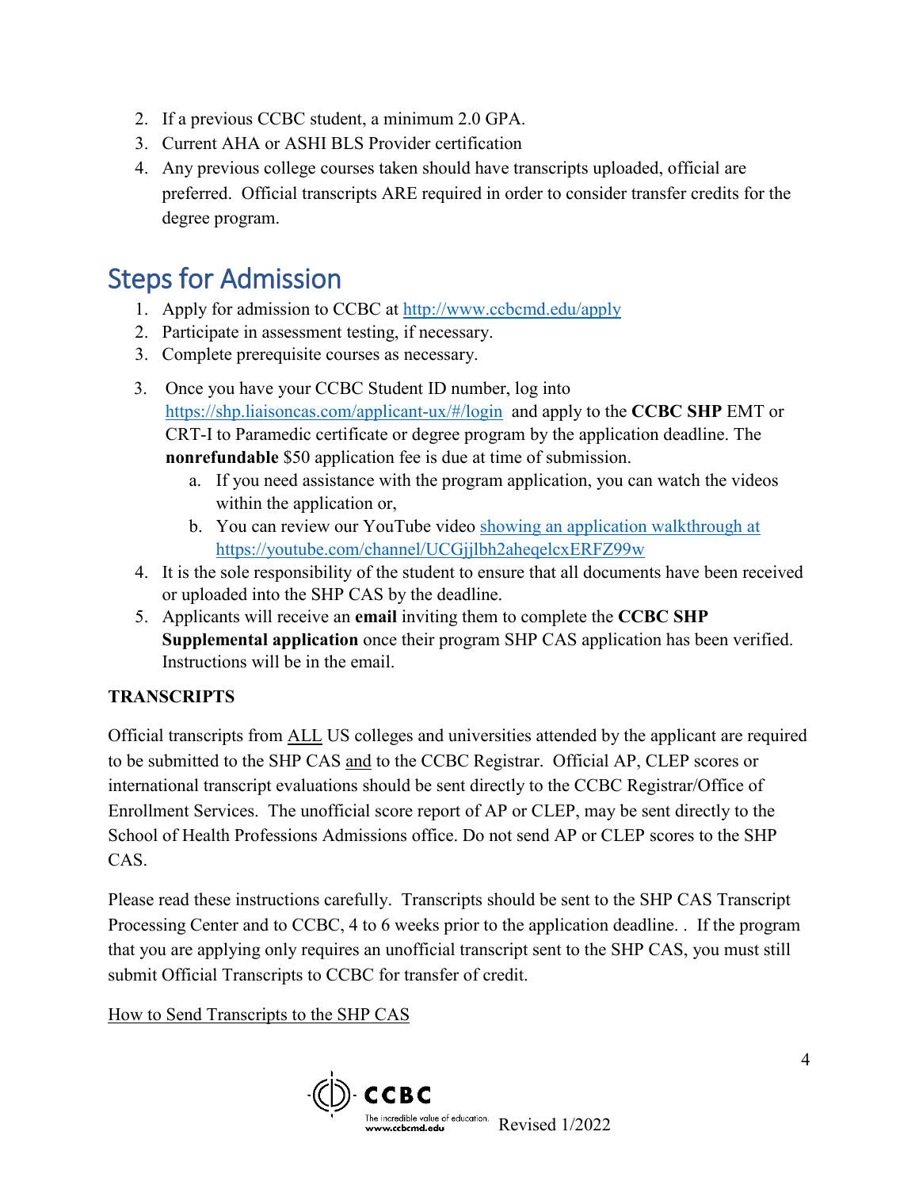2. If a previous CCBC student, a minimum 2.0 GPA.
3. Current AHA or ASHI BLS Provider certification
4. Any previous college courses taken should have transcripts uploaded, official are preferred. Official transcripts ARE required in order to consider transfer credits for the degree program.

## Steps for Admission

1. Apply for admission to CCBC at [http://www.ccbcmd.edu/apply](http://www.ccbcmd.edu/apply)
2. Participate in assessment testing, if necessary.
3. Complete prerequisite courses as necessary.

3. Once you have your CCBC Student ID number, log into [https://shp.liaisoncas.com/applicant-ux/#/login](https://shp.liaisoncas.com/applicant-ux/#/login) and apply to the **CCBC SHP** EMT or CRT-I to Paramedic certificate or degree program by the application deadline. The **nonrefundable** $50 application fee is due at time of submission.
   a. If you need assistance with the program application, you can watch the videos within the application or,
   b. You can review our YouTube video [showing an application walkthrough at https://youtube.com/channel/UCGjjlbh2aheqelcxERFZ99w](https://youtube.com/channel/UCGjjlbh2aheqelcxERFZ99w)
4. It is the sole responsibility of the student to ensure that all documents have been received or uploaded into the SHP CAS by the deadline.
5. Applicants will receive an **email** inviting them to complete the **CCBC SHP Supplemental application** once their program SHP CAS application has been verified. Instructions will be in the email.

**TRANSCRIPTS**

Official transcripts from ALL US colleges and universities attended by the applicant are required to be submitted to the SHP CAS and to the CCBC Registrar. Official AP, CLEP scores or international transcript evaluations should be sent directly to the CCBC Registrar/Office of Enrollment Services. The unofficial score report of AP or CLEP, may be sent directly to the School of Health Professions Admissions office. Do not send AP or CLEP scores to the SHP CAS.

Please read these instructions carefully. Transcripts should be sent to the SHP CAS Transcript Processing Center and to CCBC, 4 to 6 weeks prior to the application deadline. . If the program that you are applying only requires an unofficial transcript sent to the SHP CAS, you must still submit Official Transcripts to CCBC for transfer of credit.

How to Send Transcripts to the SHP CAS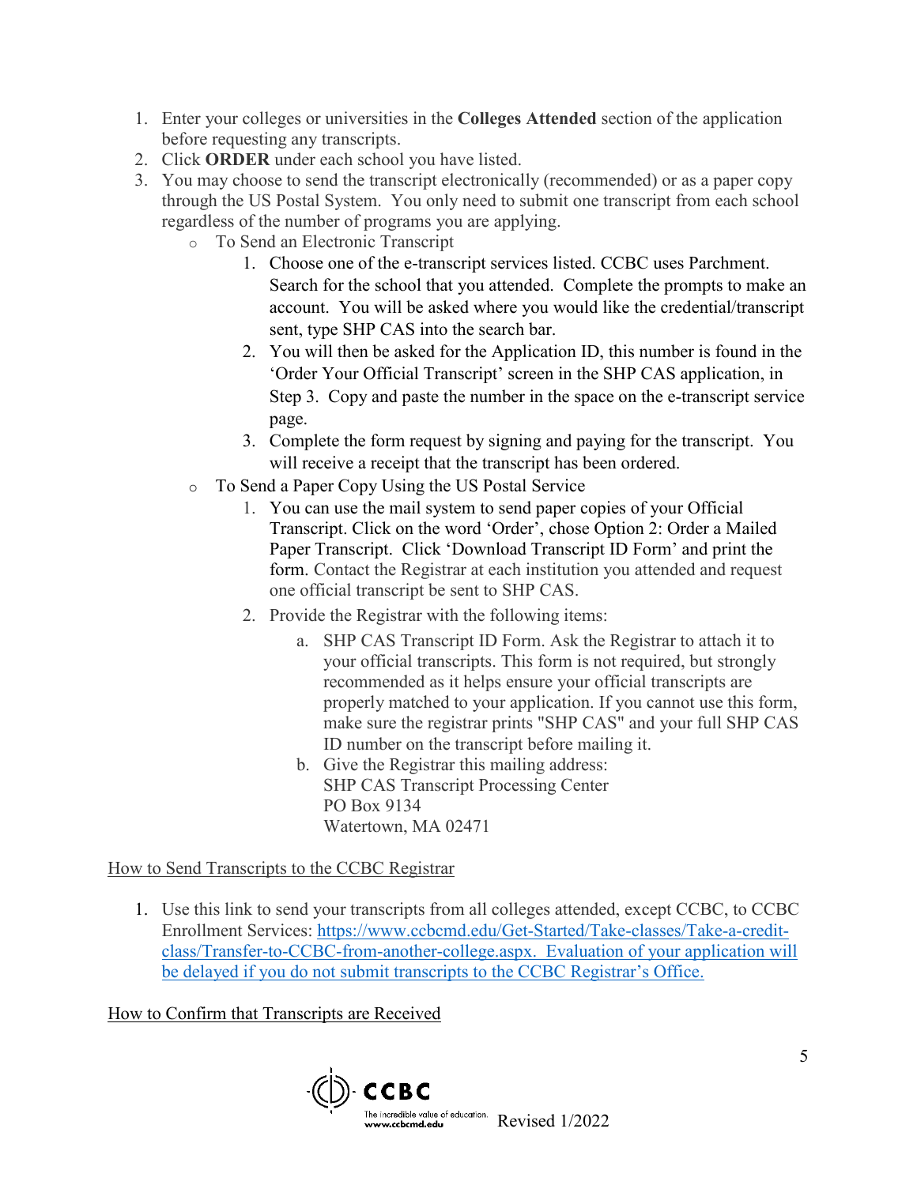1. Enter your colleges or universities in the **Colleges Attended** section of the application before requesting any transcripts.
2. Click **ORDER** under each school you have listed.
3. You may choose to send the transcript electronically (recommended) or as a paper copy through the US Postal System. You only need to submit one transcript from each school regardless of the number of programs you are applying.
   - To Send an Electronic Transcript
     1. Choose one of the e-transcript services listed. CCBC uses Parchment. Search for the school that you attended. Complete the prompts to make an account. You will be asked where you would like the credential/transcript sent, type SHP CAS into the search bar.
     2. You will then be asked for the Application ID, this number is found in the 'Order Your Official Transcript' screen in the SHP CAS application, in Step 3. Copy and paste the number in the space on the e-transcript service page.
     3. Complete the form request by signing and paying for the transcript. You will receive a receipt that the transcript has been ordered.
   - To Send a Paper Copy Using the US Postal Service
     1. You can use the mail system to send paper copies of your Official Transcript. Click on the word 'Order', chose Option 2: Order a Mailed Paper Transcript. Click 'Download Transcript ID Form' and print the form. Contact the Registrar at each institution you attended and request one official transcript be sent to SHP CAS.
     2. Provide the Registrar with the following items:
        a. SHP CAS Transcript ID Form. Ask the Registrar to attach it to your official transcripts. This form is not required, but strongly recommended as it helps ensure your official transcripts are properly matched to your application. If you cannot use this form, make sure the registrar prints "SHP CAS" and your full SHP CAS ID number on the transcript before mailing it.
        b. Give the Registrar this mailing address:
           SHP CAS Transcript Processing Center
           PO Box 9134
           Watertown, MA 02471

<u>How to Send Transcripts to the CCBC Registrar</u>

1. Use this link to send your transcripts from all colleges attended, except CCBC, to CCBC Enrollment Services: https://www.ccbcmd.edu/Get-Started/Take-classes/Take-a-credit-class/Transfer-to-CCBC-from-another-college.aspx. Evaluation of your application will be delayed if you do not submit transcripts to the CCBC Registrar's Office.

<u>How to Confirm that Transcripts are Received</u>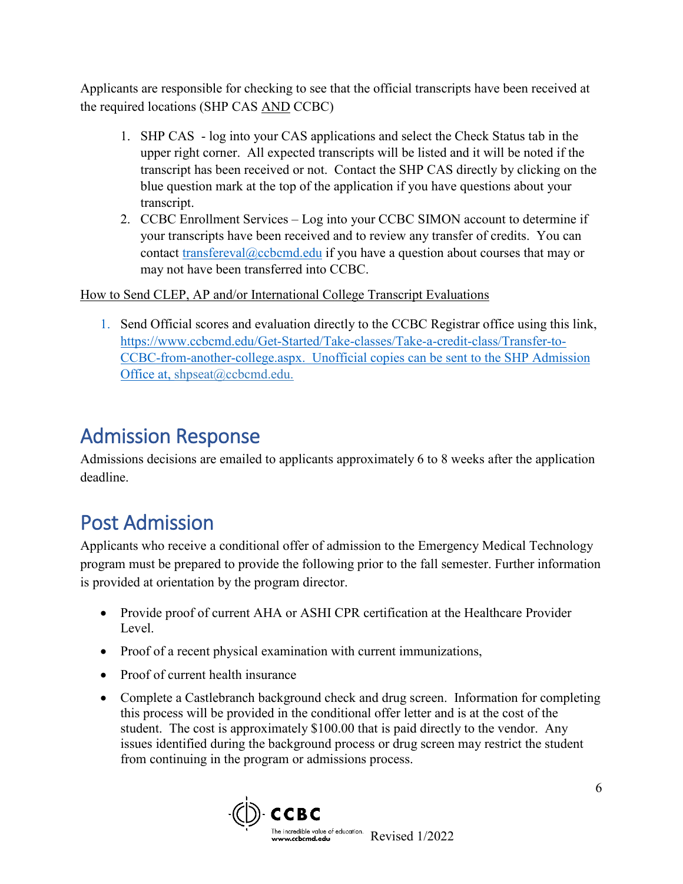Applicants are responsible for checking to see that the official transcripts have been received at the required locations (SHP CAS AND CCBC)

1. SHP CAS - log into your CAS applications and select the Check Status tab in the upper right corner. All expected transcripts will be listed and it will be noted if the transcript has been received or not. Contact the SHP CAS directly by clicking on the blue question mark at the top of the application if you have questions about your transcript.
2. CCBC Enrollment Services – Log into your CCBC SIMON account to determine if your transcripts have been received and to review any transfer of credits. You can contact transfereval@ccbcmd.edu if you have a question about courses that may or may not have been transferred into CCBC.

How to Send CLEP, AP and/or International College Transcript Evaluations

1. Send Official scores and evaluation directly to the CCBC Registrar office using this link, https://www.ccbcmd.edu/Get-Started/Take-classes/Take-a-credit-class/Transfer-to-CCBC-from-another-college.aspx. Unofficial copies can be sent to the SHP Admission Office at, shpseat@ccbcmd.edu.

## Admission Response

Admissions decisions are emailed to applicants approximately 6 to 8 weeks after the application deadline.

## Post Admission

Applicants who receive a conditional offer of admission to the Emergency Medical Technology program must be prepared to provide the following prior to the fall semester. Further information is provided at orientation by the program director.

- Provide proof of current AHA or ASHI CPR certification at the Healthcare Provider Level.
- Proof of a recent physical examination with current immunizations,
- Proof of current health insurance
- Complete a Castlebranch background check and drug screen. Information for completing this process will be provided in the conditional offer letter and is at the cost of the student. The cost is approximately $100.00 that is paid directly to the vendor. Any issues identified during the background process or drug screen may restrict the student from continuing in the program or admissions process.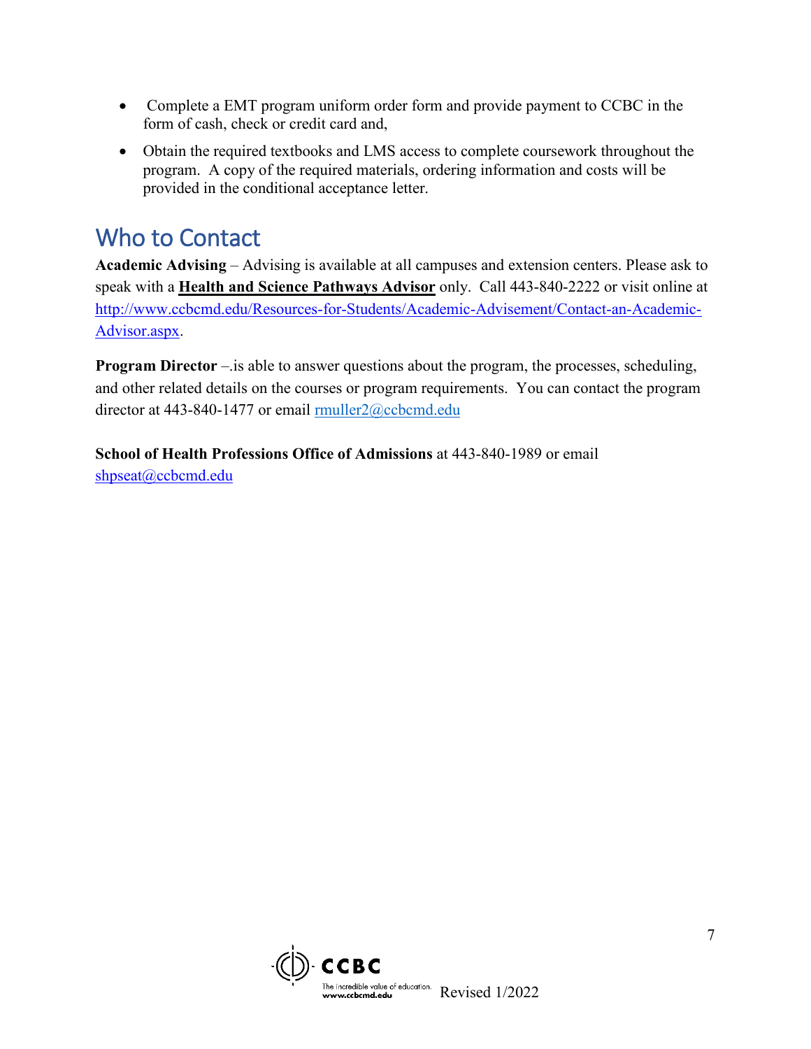- Complete a EMT program uniform order form and provide payment to CCBC in the form of cash, check or credit card and,
- Obtain the required textbooks and LMS access to complete coursework throughout the program. A copy of the required materials, ordering information and costs will be provided in the conditional acceptance letter.

## Who to Contact

**Academic Advising** – Advising is available at all campuses and extension centers. Please ask to speak with a **Health and Science Pathways Advisor** only. Call 443-840-2222 or visit online at http://www.ccbcmd.edu/Resources-for-Students/Academic-Advisement/Contact-an-Academic-Advisor.aspx.

**Program Director** –.is able to answer questions about the program, the processes, scheduling, and other related details on the courses or program requirements. You can contact the program director at 443-840-1477 or email rmuller2@ccbcmd.edu

**School of Health Professions Office of Admissions** at 443-840-1989 or email shpseat@ccbcmd.edu